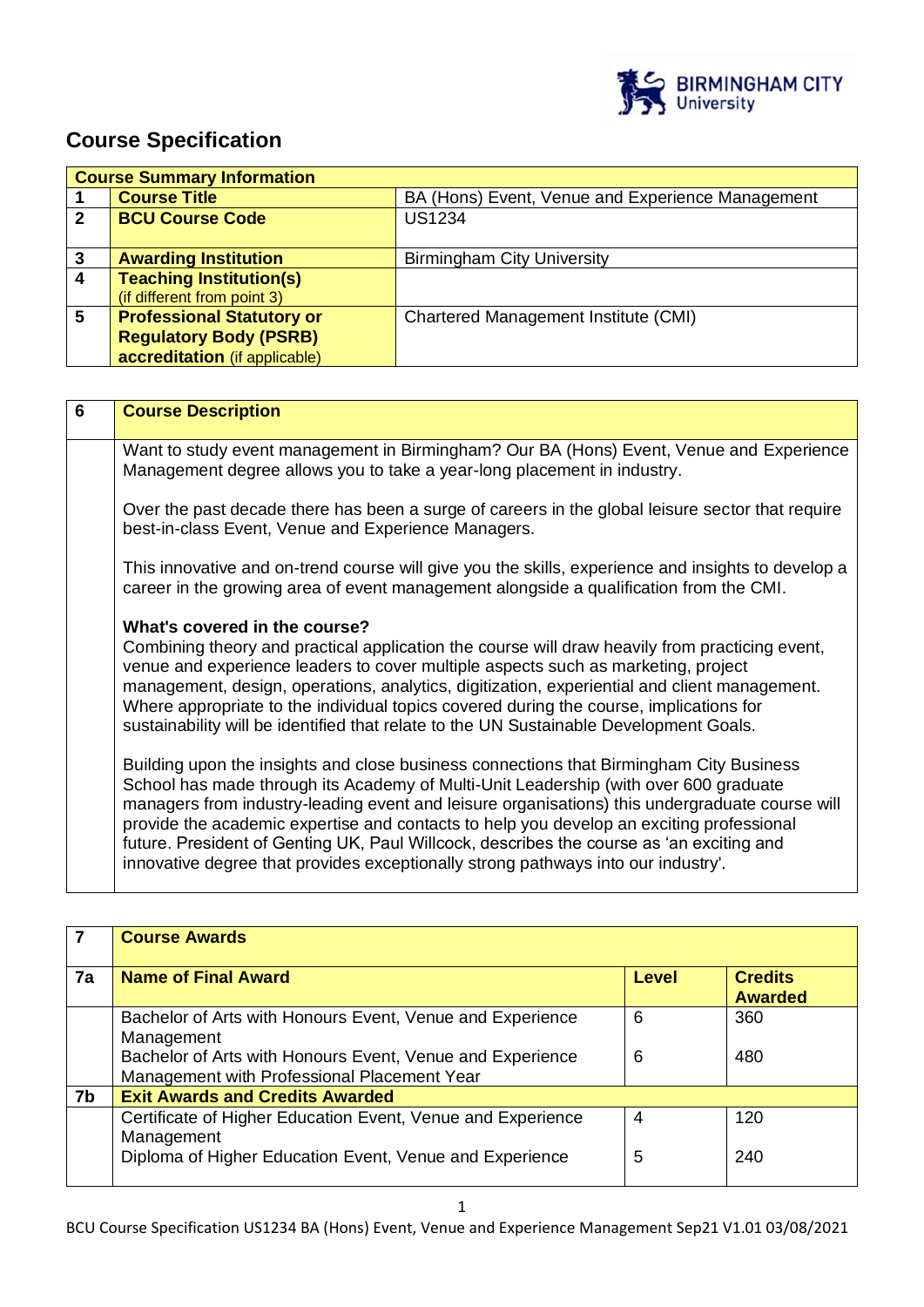# Course Specification

| Course Summary Information | | |
|---|---|---|
| 1 | **Course Title** | BA (Hons) Event, Venue and Experience Management |
| 2 | **BCU Course Code** | US1234 |
| 3 | **Awarding Institution** | Birmingham City University |
| 4 | **Teaching Institution(s)** (if different from point 3) | |
| 5 | **Professional Statutory or Regulatory Body (PSRB) accreditation** (if applicable) | Chartered Management Institute (CMI) |

| 6 | Course Description |
|---|---|
| | Want to study event management in Birmingham? Our BA (Hons) Event, Venue and Experience Management degree allows you to take a year-long placement in industry.<br><br>Over the past decade there has been a surge of careers in the global leisure sector that require best-in-class Event, Venue and Experience Managers.<br><br>This innovative and on-trend course will give you the skills, experience and insights to develop a career in the growing area of event management alongside a qualification from the CMI.<br><br>**What's covered in the course?**<br>Combining theory and practical application the course will draw heavily from practicing event, venue and experience leaders to cover multiple aspects such as marketing, project management, design, operations, analytics, digitization, experiential and client management. Where appropriate to the individual topics covered during the course, implications for sustainability will be identified that relate to the UN Sustainable Development Goals.<br><br>Building upon the insights and close business connections that Birmingham City Business School has made through its Academy of Multi-Unit Leadership (with over 600 graduate managers from industry-leading event and leisure organisations) this undergraduate course will provide the academic expertise and contacts to help you develop an exciting professional future. President of Genting UK, Paul Willcock, describes the course as 'an exciting and innovative degree that provides exceptionally strong pathways into our industry'. |

| 7 | Course Awards | | |
|---|---|---|---|
| **7a** | **Name of Final Award** | **Level** | **Credits Awarded** |
| | Bachelor of Arts with Honours Event, Venue and Experience Management | 6 | 360 |
| | Bachelor of Arts with Honours Event, Venue and Experience Management with Professional Placement Year | 6 | 480 |
| **7b** | **Exit Awards and Credits Awarded** | | |
| | Certificate of Higher Education Event, Venue and Experience Management | 4 | 120 |
| | Diploma of Higher Education Event, Venue and Experience | 5 | 240 |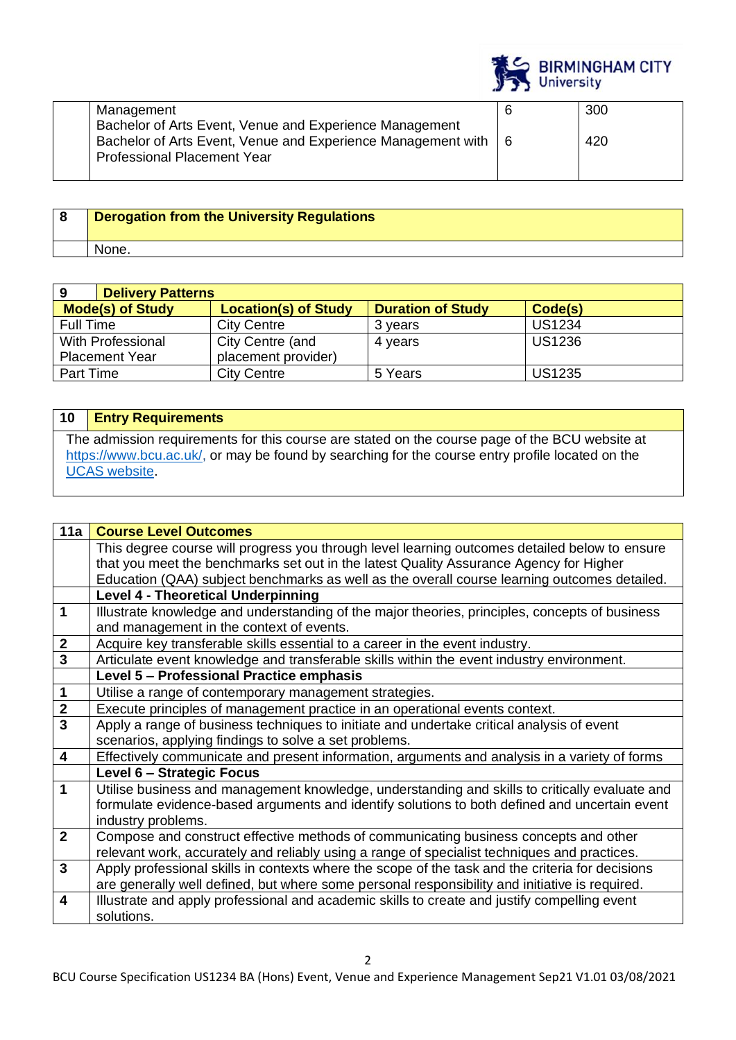| | | | |
|---|---|---|---|
| | Management<br>Bachelor of Arts Event, Venue and Experience Management<br>Bachelor of Arts Event, Venue and Experience Management with Professional Placement Year | 6<br><br>6 | 300<br><br>420 |

| 8 | Derogation from the University Regulations |
|---|---|
| | None. |

| 9 Delivery Patterns | | | |
|---|---|---|---|
| **Mode(s) of Study** | **Location(s) of Study** | **Duration of Study** | **Code(s)** |
| Full Time | City Centre | 3 years | US1234 |
| With Professional Placement Year | City Centre (and placement provider) | 4 years | US1236 |
| Part Time | City Centre | 5 Years | US1235 |

| 10 | Entry Requirements |
|---|---|

The admission requirements for this course are stated on the course page of the BCU website at https://www.bcu.ac.uk/, or may be found by searching for the course entry profile located on the UCAS website.

| 11a | Course Level Outcomes |
|---|---|
| | This degree course will progress you through level learning outcomes detailed below to ensure that you meet the benchmarks set out in the latest Quality Assurance Agency for Higher Education (QAA) subject benchmarks as well as the overall course learning outcomes detailed. |
| | **Level 4 - Theoretical Underpinning** |
| 1 | Illustrate knowledge and understanding of the major theories, principles, concepts of business and management in the context of events. |
| 2 | Acquire key transferable skills essential to a career in the event industry. |
| 3 | Articulate event knowledge and transferable skills within the event industry environment. |
| | **Level 5 – Professional Practice emphasis** |
| 1 | Utilise a range of contemporary management strategies. |
| 2 | Execute principles of management practice in an operational events context. |
| 3 | Apply a range of business techniques to initiate and undertake critical analysis of event scenarios, applying findings to solve a set problems. |
| 4 | Effectively communicate and present information, arguments and analysis in a variety of forms |
| | **Level 6 – Strategic Focus** |
| 1 | Utilise business and management knowledge, understanding and skills to critically evaluate and formulate evidence-based arguments and identify solutions to both defined and uncertain event industry problems. |
| 2 | Compose and construct effective methods of communicating business concepts and other relevant work, accurately and reliably using a range of specialist techniques and practices. |
| 3 | Apply professional skills in contexts where the scope of the task and the criteria for decisions are generally well defined, but where some personal responsibility and initiative is required. |
| 4 | Illustrate and apply professional and academic skills to create and justify compelling event solutions. |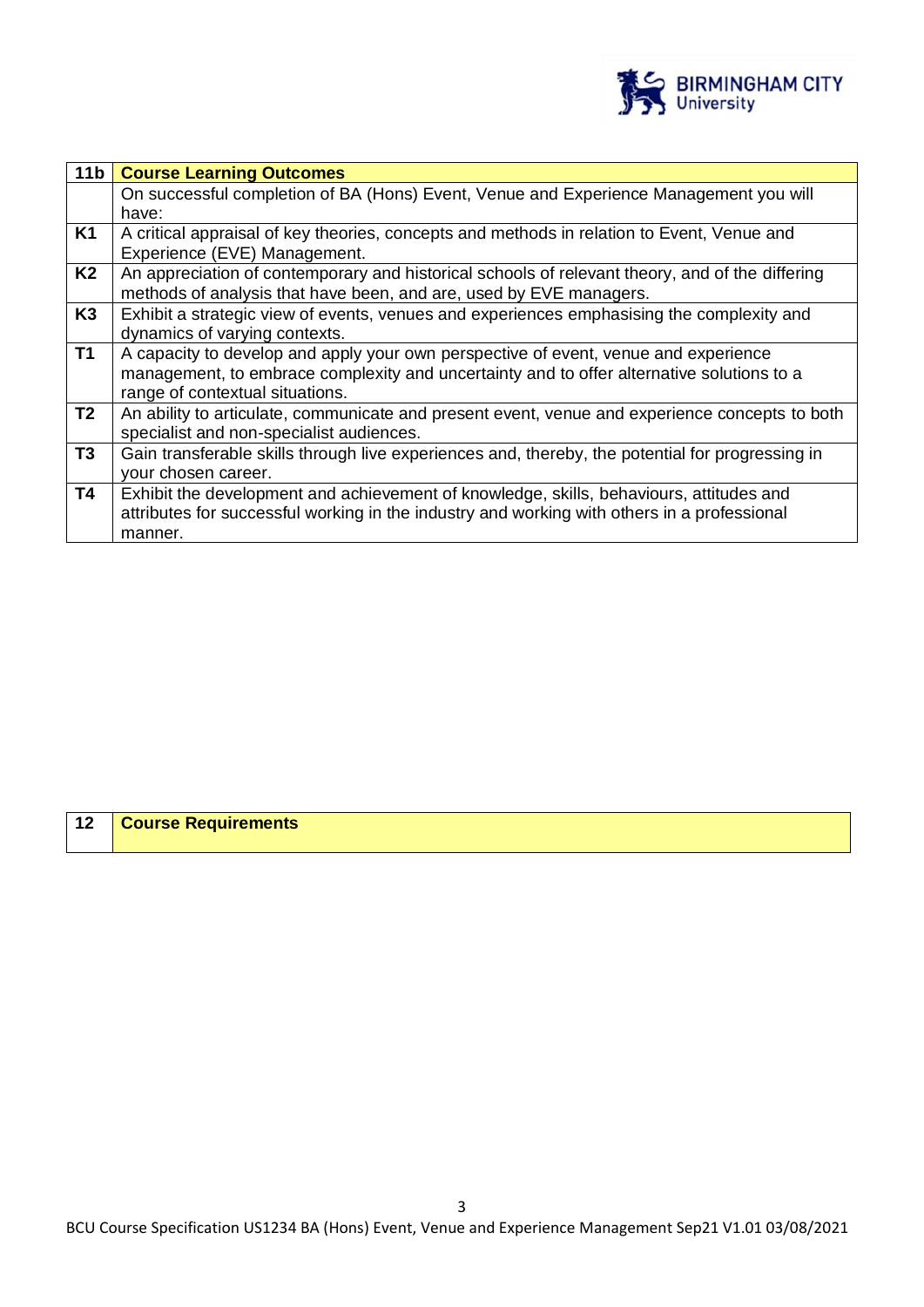| 11b | Course Learning Outcomes |
|---|---|
| | On successful completion of BA (Hons) Event, Venue and Experience Management you will have: |
| K1 | A critical appraisal of key theories, concepts and methods in relation to Event, Venue and Experience (EVE) Management. |
| K2 | An appreciation of contemporary and historical schools of relevant theory, and of the differing methods of analysis that have been, and are, used by EVE managers. |
| K3 | Exhibit a strategic view of events, venues and experiences emphasising the complexity and dynamics of varying contexts. |
| T1 | A capacity to develop and apply your own perspective of event, venue and experience management, to embrace complexity and uncertainty and to offer alternative solutions to a range of contextual situations. |
| T2 | An ability to articulate, communicate and present event, venue and experience concepts to both specialist and non-specialist audiences. |
| T3 | Gain transferable skills through live experiences and, thereby, the potential for progressing in your chosen career. |
| T4 | Exhibit the development and achievement of knowledge, skills, behaviours, attitudes and attributes for successful working in the industry and working with others in a professional manner. |

| 12 | Course Requirements |
|---|---|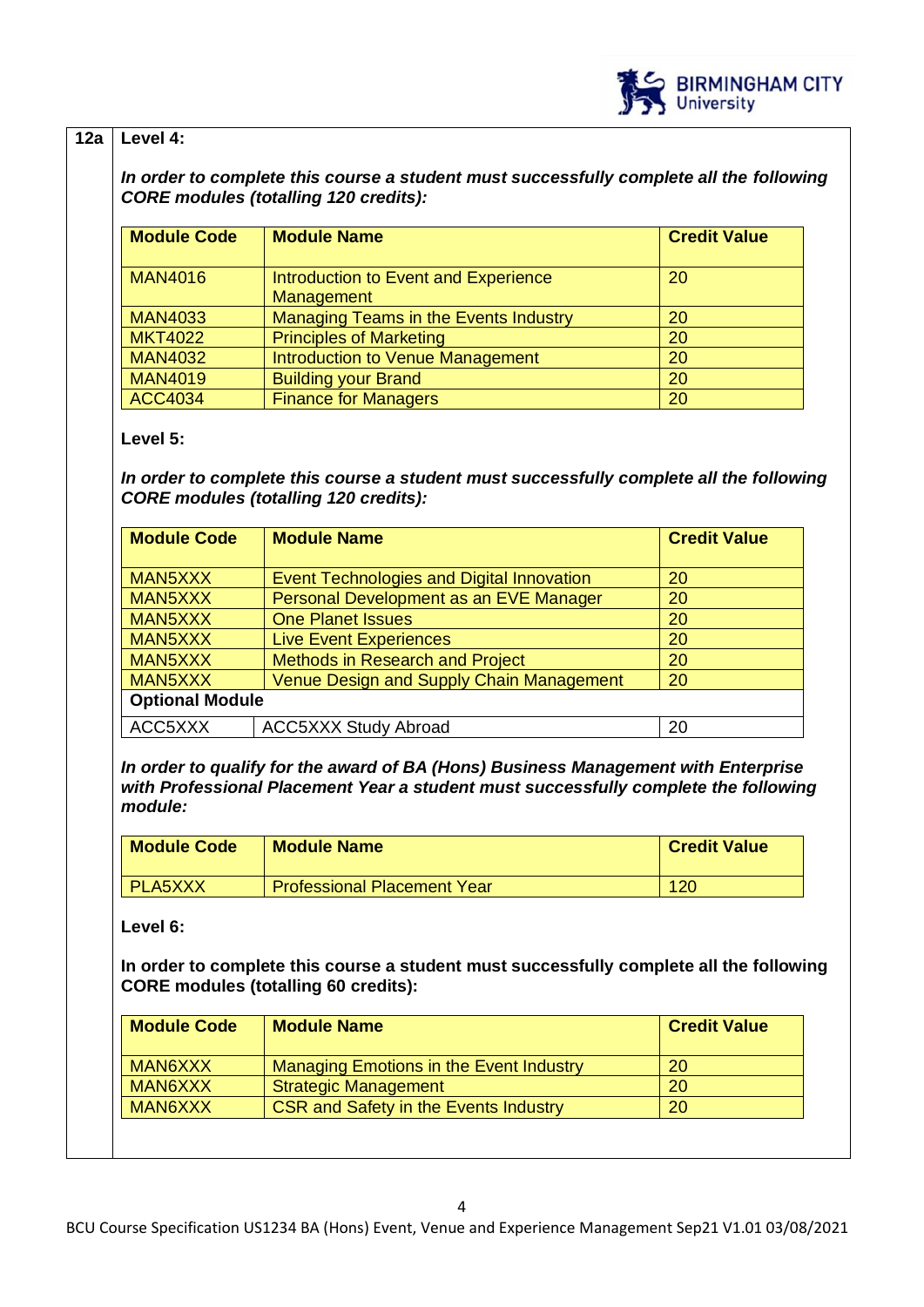**12a** **Level 4:**

***In order to complete this course a student must successfully complete all the following CORE modules (totalling 120 credits):***

| Module Code | Module Name | Credit Value |
|---|---|---|
| MAN4016 | Introduction to Event and Experience Management | 20 |
| MAN4033 | Managing Teams in the Events Industry | 20 |
| MKT4022 | Principles of Marketing | 20 |
| MAN4032 | Introduction to Venue Management | 20 |
| MAN4019 | Building your Brand | 20 |
| ACC4034 | Finance for Managers | 20 |

**Level 5:**

***In order to complete this course a student must successfully complete all the following CORE modules (totalling 120 credits):***

| Module Code | Module Name | Credit Value |
|---|---|---|
| MAN5XXX | Event Technologies and Digital Innovation | 20 |
| MAN5XXX | Personal Development as an EVE Manager | 20 |
| MAN5XXX | One Planet Issues | 20 |
| MAN5XXX | Live Event Experiences | 20 |
| MAN5XXX | Methods in Research and Project | 20 |
| MAN5XXX | Venue Design and Supply Chain Management | 20 |
| **Optional Module** | | |
| ACC5XXX | ACC5XXX Study Abroad | 20 |

***In order to qualify for the award of BA (Hons) Business Management with Enterprise with Professional Placement Year a student must successfully complete the following module:***

| Module Code | Module Name | Credit Value |
|---|---|---|
| PLA5XXX | Professional Placement Year | 120 |

**Level 6:**

**In order to complete this course a student must successfully complete all the following CORE modules (totalling 60 credits):**

| Module Code | Module Name | Credit Value |
|---|---|---|
| MAN6XXX | Managing Emotions in the Event Industry | 20 |
| MAN6XXX | Strategic Management | 20 |
| MAN6XXX | CSR and Safety in the Events Industry | 20 |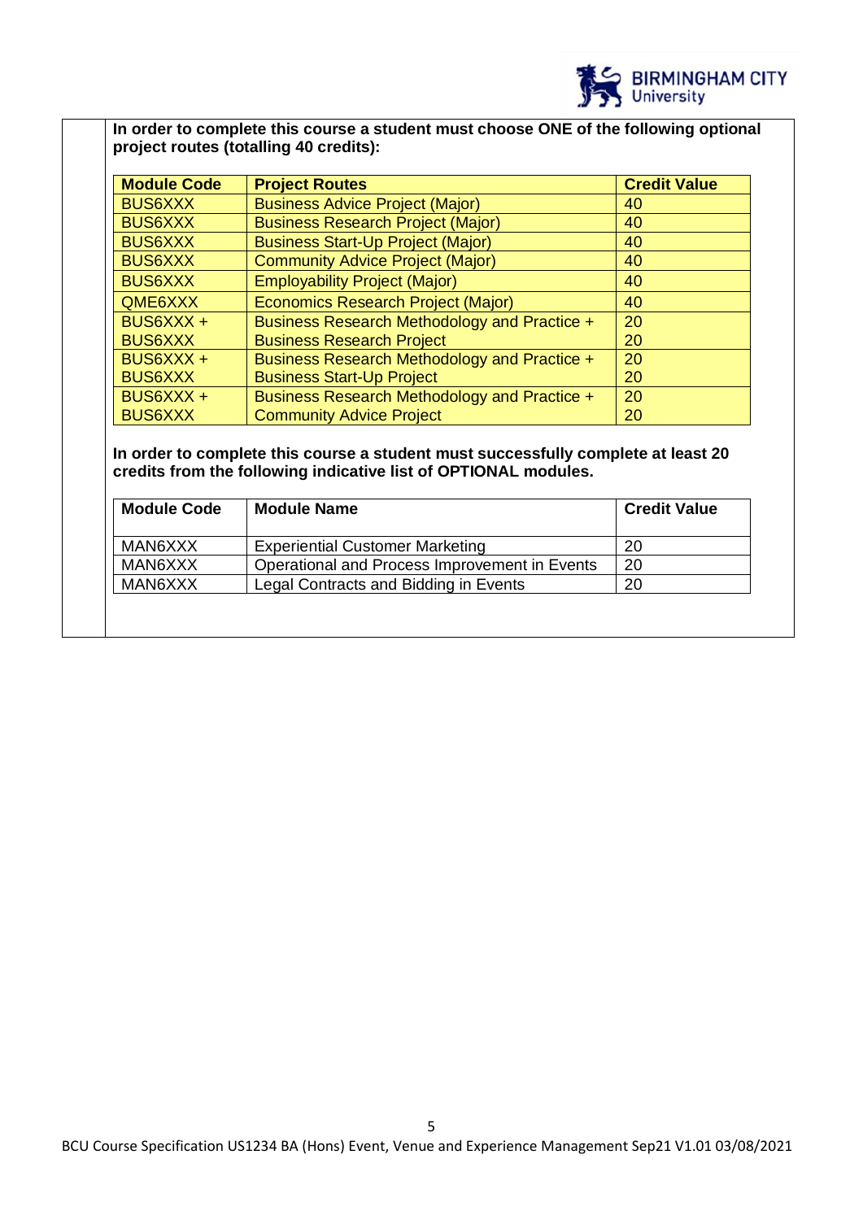**In order to complete this course a student must choose ONE of the following optional project routes (totalling 40 credits):**

| Module Code | Project Routes | Credit Value |
|---|---|---|
| BUS6XXX | Business Advice Project (Major) | 40 |
| BUS6XXX | Business Research Project (Major) | 40 |
| BUS6XXX | Business Start-Up Project (Major) | 40 |
| BUS6XXX | Community Advice Project (Major) | 40 |
| BUS6XXX | Employability Project (Major) | 40 |
| QME6XXX | Economics Research Project (Major) | 40 |
| BUS6XXX + BUS6XXX | Business Research Methodology and Practice + Business Research Project | 20 20 |
| BUS6XXX + BUS6XXX | Business Research Methodology and Practice + Business Start-Up Project | 20 20 |
| BUS6XXX + BUS6XXX | Business Research Methodology and Practice + Community Advice Project | 20 20 |

**In order to complete this course a student must successfully complete at least 20 credits from the following indicative list of OPTIONAL modules.**

| Module Code | Module Name | Credit Value |
|---|---|---|
| MAN6XXX | Experiential Customer Marketing | 20 |
| MAN6XXX | Operational and Process Improvement in Events | 20 |
| MAN6XXX | Legal Contracts and Bidding in Events | 20 |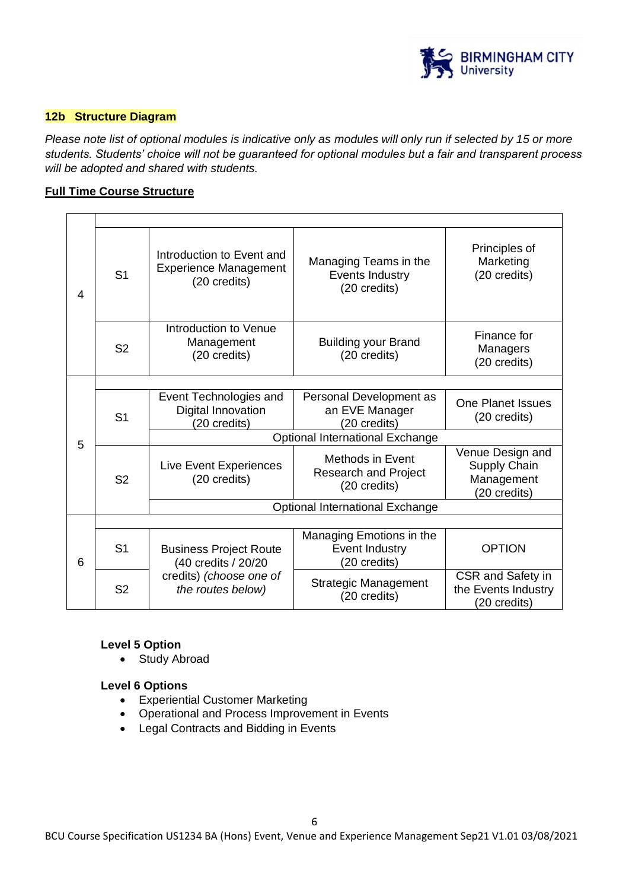## 12b Structure Diagram

*Please note list of optional modules is indicative only as modules will only run if selected by 15 or more students. Students' choice will not be guaranteed for optional modules but a fair and transparent process will be adopted and shared with students.*

**Full Time Course Structure**

| Level | Semester | | | |
|---|---|---|---|---|
| 4 | S1 | Introduction to Event and Experience Management (20 credits) | Managing Teams in the Events Industry (20 credits) | Principles of Marketing (20 credits) |
| 4 | S2 | Introduction to Venue Management (20 credits) | Building your Brand (20 credits) | Finance for Managers (20 credits) |
| 5 | S1 | Event Technologies and Digital Innovation (20 credits) | Personal Development as an EVE Manager (20 credits) | One Planet Issues (20 credits) |
| 5 | S1 | Optional International Exchange | | |
| 5 | S2 | Live Event Experiences (20 credits) | Methods in Event Research and Project (20 credits) | Venue Design and Supply Chain Management (20 credits) |
| 5 | S2 | Optional International Exchange | | |
| 6 | S1 | Business Project Route (40 credits / 20/20 credits) *(choose one of the routes below)* | Managing Emotions in the Event Industry (20 credits) | OPTION |
| 6 | S2 | | Strategic Management (20 credits) | CSR and Safety in the Events Industry (20 credits) |

**Level 5 Option**

- Study Abroad

**Level 6 Options**

- Experiential Customer Marketing
- Operational and Process Improvement in Events
- Legal Contracts and Bidding in Events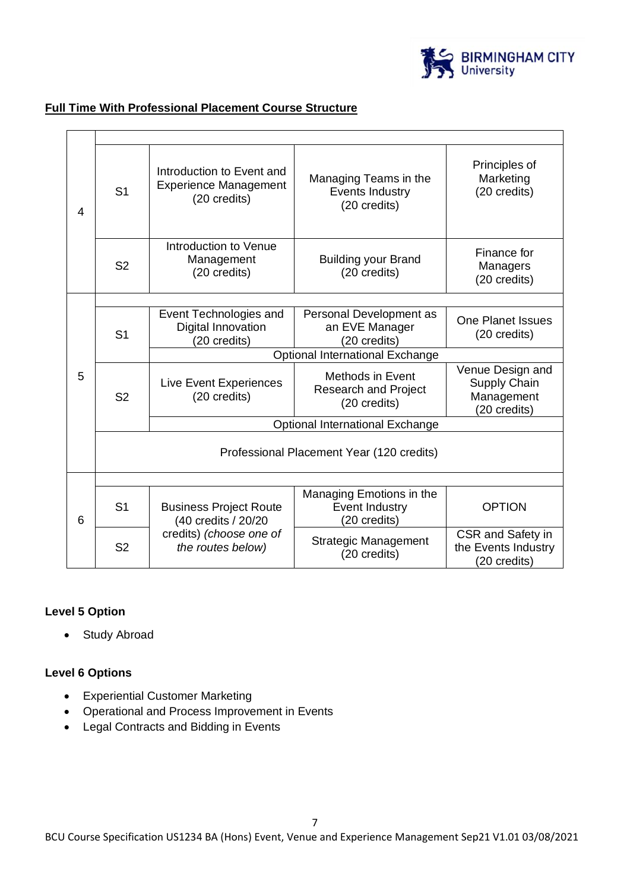## Full Time With Professional Placement Course Structure

| Level | Semester | | | |
|---|---|---|---|---|
| 4 | S1 | Introduction to Event and Experience Management (20 credits) | Managing Teams in the Events Industry (20 credits) | Principles of Marketing (20 credits) |
| | S2 | Introduction to Venue Management (20 credits) | Building your Brand (20 credits) | Finance for Managers (20 credits) |
| 5 | S1 | Event Technologies and Digital Innovation (20 credits) | Personal Development as an EVE Manager (20 credits) | One Planet Issues (20 credits) |
| | | Optional International Exchange | | |
| | S2 | Live Event Experiences (20 credits) | Methods in Event Research and Project (20 credits) | Venue Design and Supply Chain Management (20 credits) |
| | | Optional International Exchange | | |
| | Professional Placement Year (120 credits) | | | |
| 6 | S1 | Business Project Route (40 credits / 20/20 credits) *(choose one of the routes below)* | Managing Emotions in the Event Industry (20 credits) | OPTION |
| | S2 | | Strategic Management (20 credits) | CSR and Safety in the Events Industry (20 credits) |

**Level 5 Option**

- Study Abroad

**Level 6 Options**

- Experiential Customer Marketing
- Operational and Process Improvement in Events
- Legal Contracts and Bidding in Events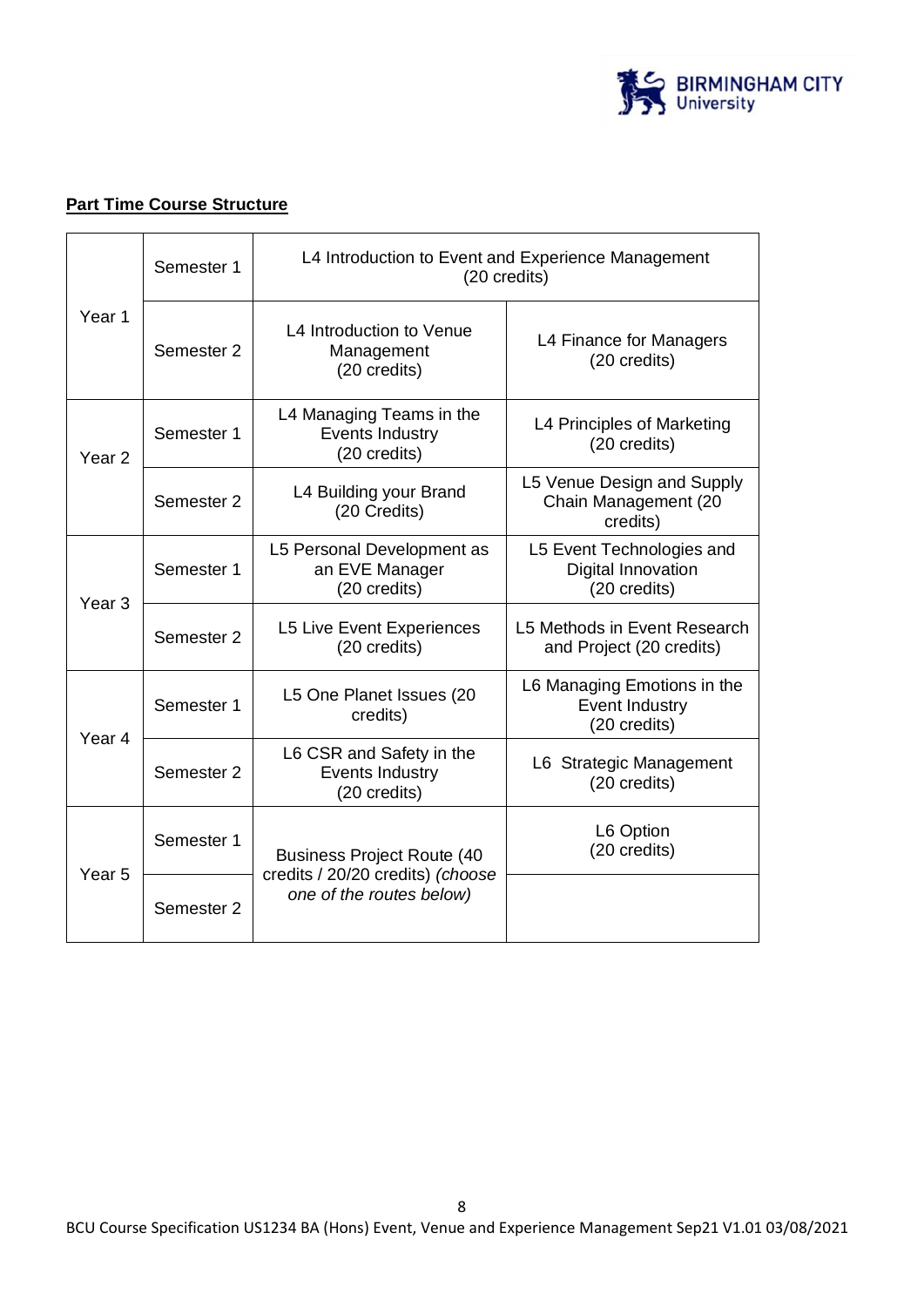## **Part Time Course Structure**

| | | | |
|---|---|---|---|
| Year 1 | Semester 1 | L4 Introduction to Event and Experience Management (20 credits) | |
| | Semester 2 | L4 Introduction to Venue Management (20 credits) | L4 Finance for Managers (20 credits) |
| Year 2 | Semester 1 | L4 Managing Teams in the Events Industry (20 credits) | L4 Principles of Marketing (20 credits) |
| | Semester 2 | L4 Building your Brand (20 Credits) | L5 Venue Design and Supply Chain Management (20 credits) |
| Year 3 | Semester 1 | L5 Personal Development as an EVE Manager (20 credits) | L5 Event Technologies and Digital Innovation (20 credits) |
| | Semester 2 | L5 Live Event Experiences (20 credits) | L5 Methods in Event Research and Project (20 credits) |
| Year 4 | Semester 1 | L5 One Planet Issues (20 credits) | L6 Managing Emotions in the Event Industry (20 credits) |
| | Semester 2 | L6 CSR and Safety in the Events Industry (20 credits) | L6 Strategic Management (20 credits) |
| Year 5 | Semester 1 | Business Project Route (40 credits / 20/20 credits) *(choose one of the routes below)* | L6 Option (20 credits) |
| | Semester 2 | | |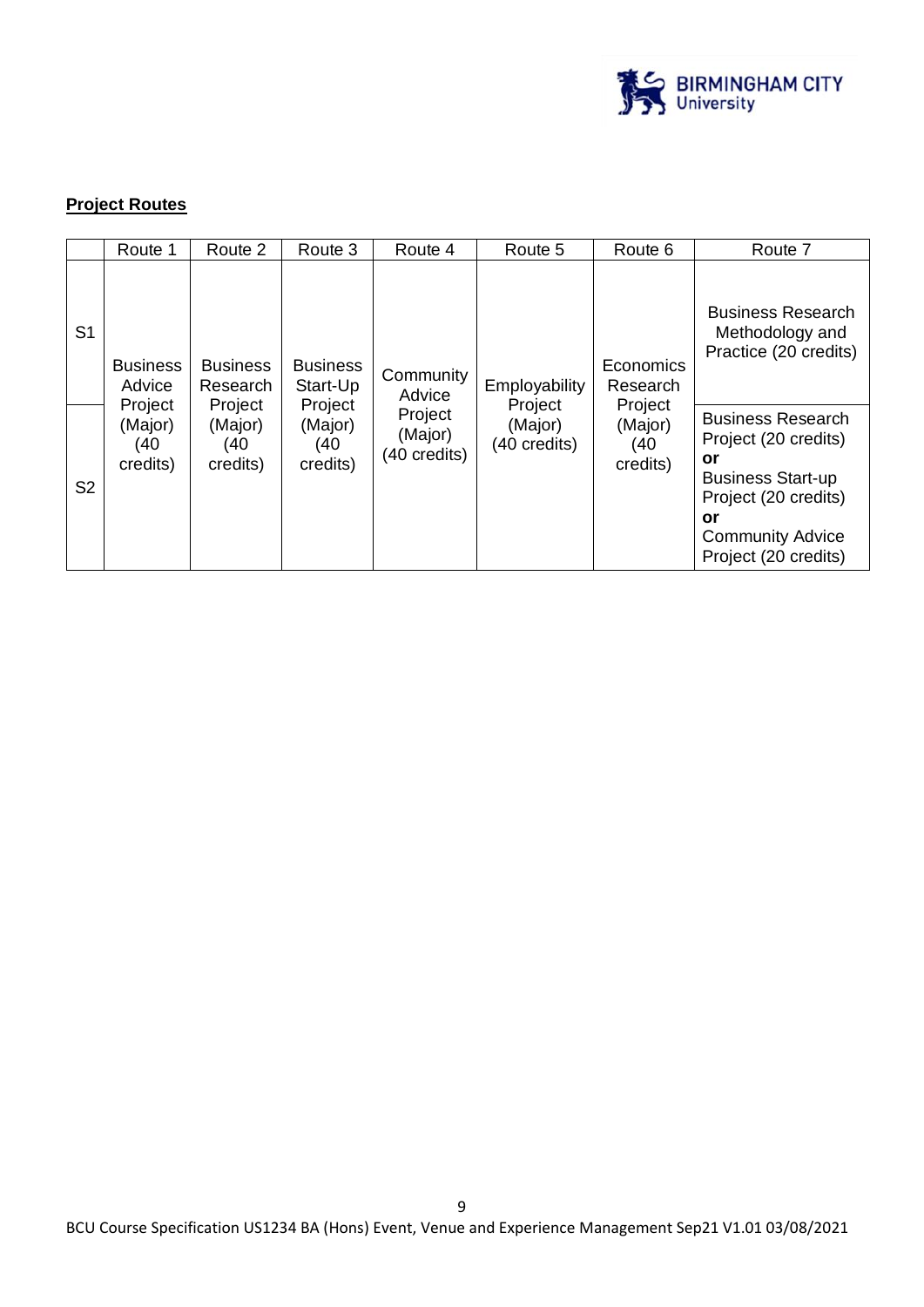## Project Routes

| | Route 1 | Route 2 | Route 3 | Route 4 | Route 5 | Route 6 | Route 7 |
|---|---|---|---|---|---|---|---|
| S1 | Business Advice Project (Major) (40 credits) | Business Research Project (Major) (40 credits) | Business Start-Up Project (Major) (40 credits) | Community Advice Project (Major) (40 credits) | Employability Project (Major) (40 credits) | Economics Research Project (Major) (40 credits) | Business Research Methodology and Practice (20 credits) |
| S2 | | | | | | | Business Research Project (20 credits) **or** Business Start-up Project (20 credits) **or** Community Advice Project (20 credits) |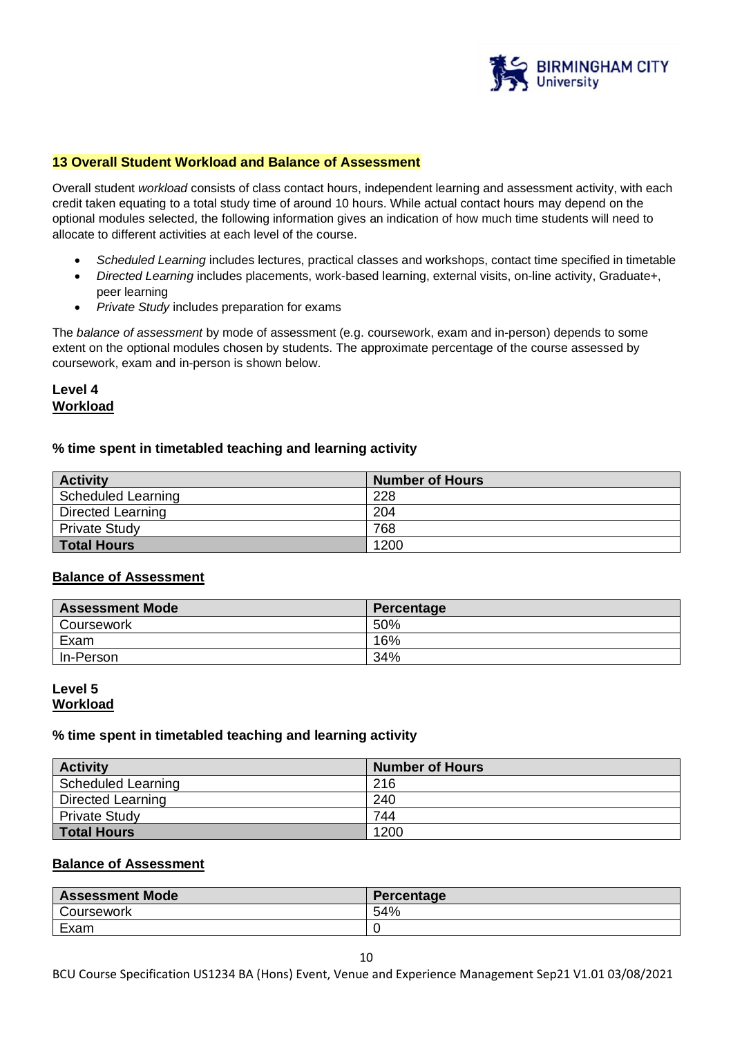## 13 Overall Student Workload and Balance of Assessment

Overall student *workload* consists of class contact hours, independent learning and assessment activity, with each credit taken equating to a total study time of around 10 hours. While actual contact hours may depend on the optional modules selected, the following information gives an indication of how much time students will need to allocate to different activities at each level of the course.

- *Scheduled Learning* includes lectures, practical classes and workshops, contact time specified in timetable
- *Directed Learning* includes placements, work-based learning, external visits, on-line activity, Graduate+, peer learning
- *Private Study* includes preparation for exams

The *balance of assessment* by mode of assessment (e.g. coursework, exam and in-person) depends to some extent on the optional modules chosen by students. The approximate percentage of the course assessed by coursework, exam and in-person is shown below.

### Level 4

**Workload**

**% time spent in timetabled teaching and learning activity**

| Activity | Number of Hours |
|---|---|
| Scheduled Learning | 228 |
| Directed Learning | 204 |
| Private Study | 768 |
| **Total Hours** | 1200 |

**Balance of Assessment**

| Assessment Mode | Percentage |
|---|---|
| Coursework | 50% |
| Exam | 16% |
| In-Person | 34% |

### Level 5

**Workload**

**% time spent in timetabled teaching and learning activity**

| Activity | Number of Hours |
|---|---|
| Scheduled Learning | 216 |
| Directed Learning | 240 |
| Private Study | 744 |
| **Total Hours** | 1200 |

**Balance of Assessment**

| Assessment Mode | Percentage |
|---|---|
| Coursework | 54% |
| Exam | 0 |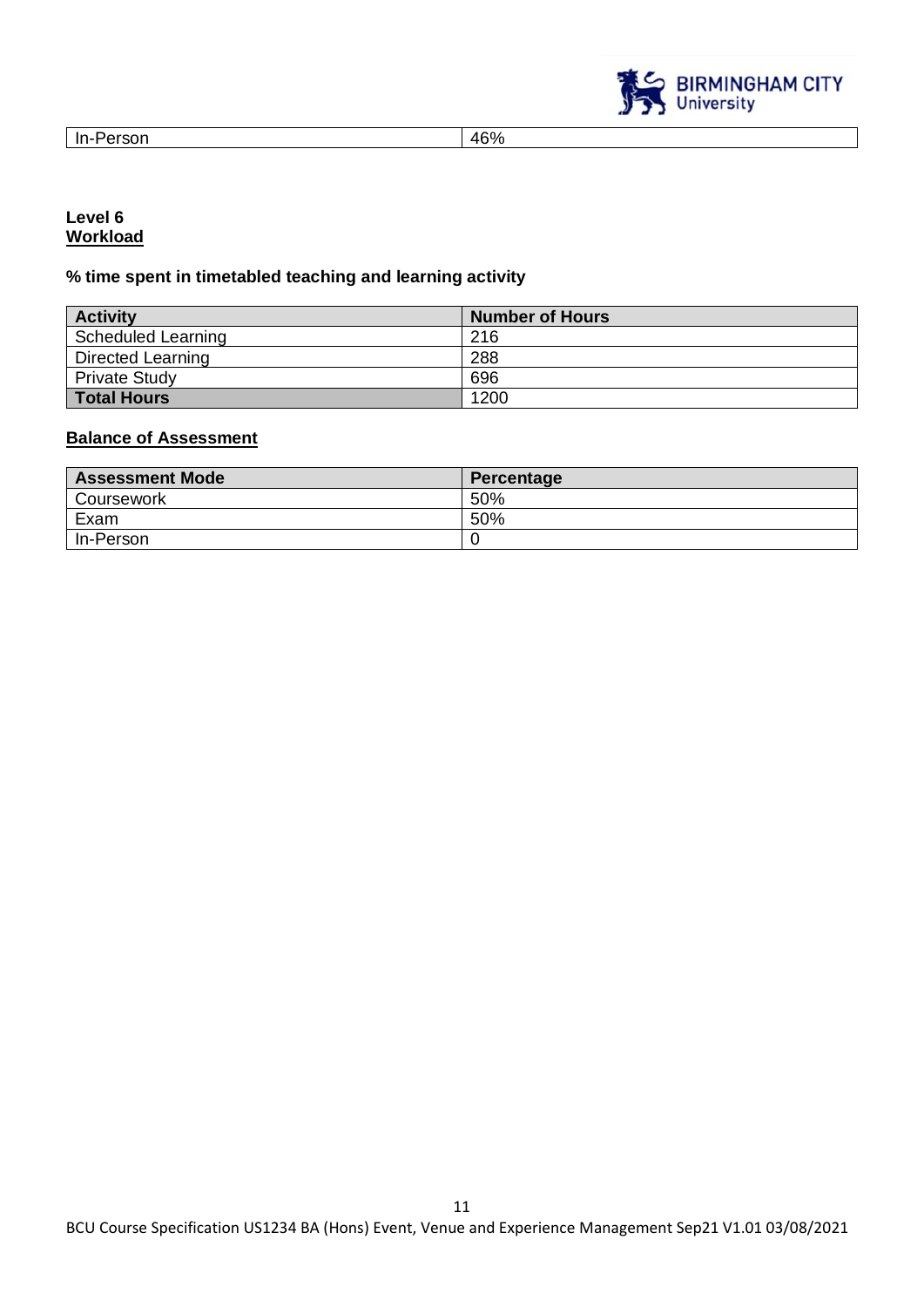| | |
|---|---|
| In-Person | 46% |

**Level 6**
**Workload**

**% time spent in timetabled teaching and learning activity**

| Activity | Number of Hours |
|---|---|
| Scheduled Learning | 216 |
| Directed Learning | 288 |
| Private Study | 696 |
| **Total Hours** | 1200 |

**Balance of Assessment**

| Assessment Mode | Percentage |
|---|---|
| Coursework | 50% |
| Exam | 50% |
| In-Person | 0 |